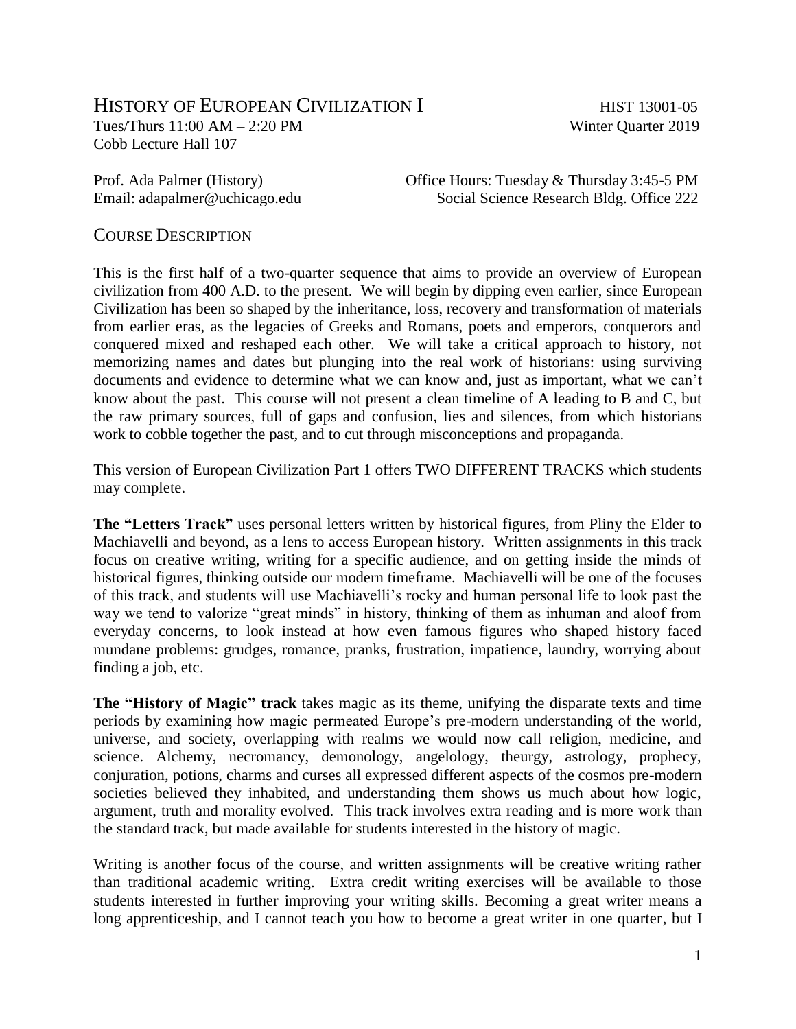# HISTORY OF EUROPEAN CIVILIZATION I

HIST 13001-05
Tues/Thurs 11:00 AM – 2:20 PM
Winter Quarter 2019
Cobb Lecture Hall 107

Prof. Ada Palmer (History)
Email: adapalmer@uchicago.edu

Office Hours: Tuesday & Thursday 3:45-5 PM
Social Science Research Bldg. Office 222

## COURSE DESCRIPTION

This is the first half of a two-quarter sequence that aims to provide an overview of European civilization from 400 A.D. to the present. We will begin by dipping even earlier, since European Civilization has been so shaped by the inheritance, loss, recovery and transformation of materials from earlier eras, as the legacies of Greeks and Romans, poets and emperors, conquerors and conquered mixed and reshaped each other. We will take a critical approach to history, not memorizing names and dates but plunging into the real work of historians: using surviving documents and evidence to determine what we can know and, just as important, what we can't know about the past. This course will not present a clean timeline of A leading to B and C, but the raw primary sources, full of gaps and confusion, lies and silences, from which historians work to cobble together the past, and to cut through misconceptions and propaganda.

This version of European Civilization Part 1 offers TWO DIFFERENT TRACKS which students may complete.

**The "Letters Track"** uses personal letters written by historical figures, from Pliny the Elder to Machiavelli and beyond, as a lens to access European history. Written assignments in this track focus on creative writing, writing for a specific audience, and on getting inside the minds of historical figures, thinking outside our modern timeframe. Machiavelli will be one of the focuses of this track, and students will use Machiavelli's rocky and human personal life to look past the way we tend to valorize "great minds" in history, thinking of them as inhuman and aloof from everyday concerns, to look instead at how even famous figures who shaped history faced mundane problems: grudges, romance, pranks, frustration, impatience, laundry, worrying about finding a job, etc.

**The "History of Magic" track** takes magic as its theme, unifying the disparate texts and time periods by examining how magic permeated Europe's pre-modern understanding of the world, universe, and society, overlapping with realms we would now call religion, medicine, and science. Alchemy, necromancy, demonology, angelology, theurgy, astrology, prophecy, conjuration, potions, charms and curses all expressed different aspects of the cosmos pre-modern societies believed they inhabited, and understanding them shows us much about how logic, argument, truth and morality evolved. This track involves extra reading and is more work than the standard track, but made available for students interested in the history of magic.

Writing is another focus of the course, and written assignments will be creative writing rather than traditional academic writing. Extra credit writing exercises will be available to those students interested in further improving your writing skills. Becoming a great writer means a long apprenticeship, and I cannot teach you how to become a great writer in one quarter, but I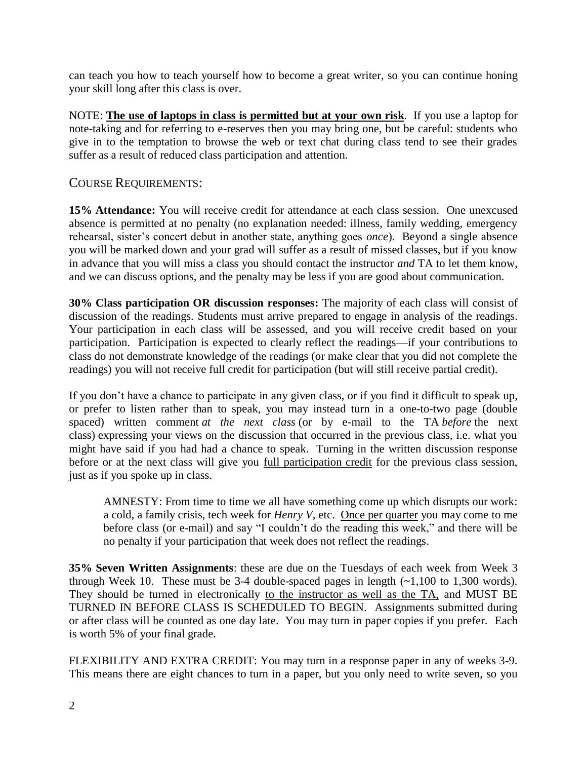can teach you how to teach yourself how to become a great writer, so you can continue honing your skill long after this class is over.

NOTE: **<u>The use of laptops in class is permitted but at your own risk</u>**. If you use a laptop for note-taking and for referring to e-reserves then you may bring one, but be careful: students who give in to the temptation to browse the web or text chat during class tend to see their grades suffer as a result of reduced class participation and attention.

## COURSE REQUIREMENTS:

**15% Attendance:** You will receive credit for attendance at each class session. One unexcused absence is permitted at no penalty (no explanation needed: illness, family wedding, emergency rehearsal, sister's concert debut in another state, anything goes *once*). Beyond a single absence you will be marked down and your grad will suffer as a result of missed classes, but if you know in advance that you will miss a class you should contact the instructor *and* TA to let them know, and we can discuss options, and the penalty may be less if you are good about communication.

**30% Class participation OR discussion responses:** The majority of each class will consist of discussion of the readings. Students must arrive prepared to engage in analysis of the readings. Your participation in each class will be assessed, and you will receive credit based on your participation. Participation is expected to clearly reflect the readings—if your contributions to class do not demonstrate knowledge of the readings (or make clear that you did not complete the readings) you will not receive full credit for participation (but will still receive partial credit).

<u>If you don't have a chance to participate</u> in any given class, or if you find it difficult to speak up, or prefer to listen rather than to speak, you may instead turn in a one-to-two page (double spaced) written comment *at the next class* (or by e-mail to the TA *before* the next class) expressing your views on the discussion that occurred in the previous class, i.e. what you might have said if you had had a chance to speak. Turning in the written discussion response before or at the next class will give you <u>full participation credit</u> for the previous class session, just as if you spoke up in class.

> AMNESTY: From time to time we all have something come up which disrupts our work: a cold, a family crisis, tech week for *Henry V*, etc. <u>Once per quarter</u> you may come to me before class (or e-mail) and say "I couldn't do the reading this week," and there will be no penalty if your participation that week does not reflect the readings.

**35% Seven Written Assignments**: these are due on the Tuesdays of each week from Week 3 through Week 10. These must be 3-4 double-spaced pages in length (~1,100 to 1,300 words). They should be turned in electronically <u>to the instructor as well as the TA,</u> and MUST BE TURNED IN BEFORE CLASS IS SCHEDULED TO BEGIN. Assignments submitted during or after class will be counted as one day late. You may turn in paper copies if you prefer. Each is worth 5% of your final grade.

FLEXIBILITY AND EXTRA CREDIT: You may turn in a response paper in any of weeks 3-9. This means there are eight chances to turn in a paper, but you only need to write seven, so you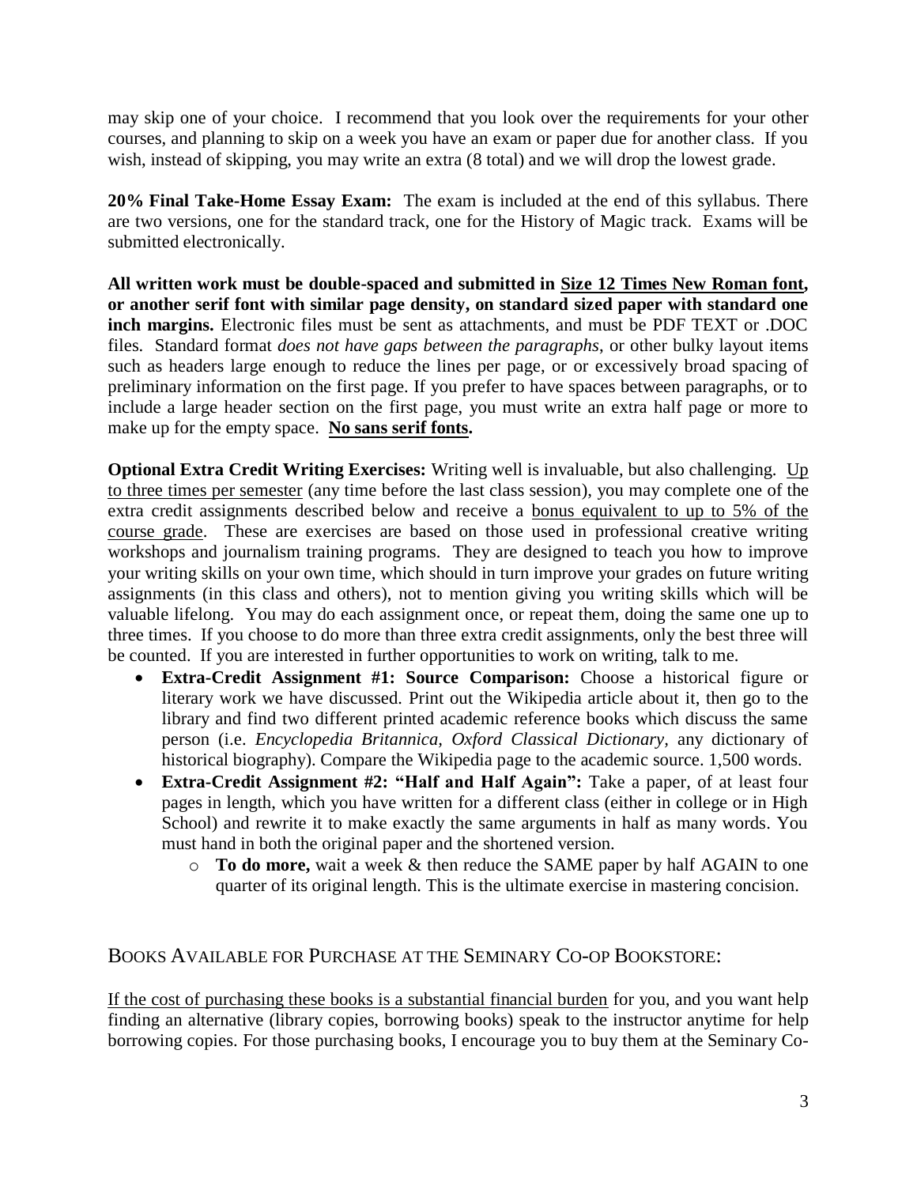may skip one of your choice. I recommend that you look over the requirements for your other courses, and planning to skip on a week you have an exam or paper due for another class. If you wish, instead of skipping, you may write an extra (8 total) and we will drop the lowest grade.

**20% Final Take-Home Essay Exam:** The exam is included at the end of this syllabus. There are two versions, one for the standard track, one for the History of Magic track. Exams will be submitted electronically.

**All written work must be double-spaced and submitted in <u>Size 12 Times New Roman font</u>, or another serif font with similar page density, on standard sized paper with standard one inch margins.** Electronic files must be sent as attachments, and must be PDF TEXT or .DOC files. Standard format *does not have gaps between the paragraphs*, or other bulky layout items such as headers large enough to reduce the lines per page, or or excessively broad spacing of preliminary information on the first page. If you prefer to have spaces between paragraphs, or to include a large header section on the first page, you must write an extra half page or more to make up for the empty space. **<u>No sans serif fonts</u>.**

**Optional Extra Credit Writing Exercises:** Writing well is invaluable, but also challenging. <u>Up to three times per semester</u> (any time before the last class session), you may complete one of the extra credit assignments described below and receive a <u>bonus equivalent to up to 5% of the course grade</u>. These are exercises are based on those used in professional creative writing workshops and journalism training programs. They are designed to teach you how to improve your writing skills on your own time, which should in turn improve your grades on future writing assignments (in this class and others), not to mention giving you writing skills which will be valuable lifelong. You may do each assignment once, or repeat them, doing the same one up to three times. If you choose to do more than three extra credit assignments, only the best three will be counted. If you are interested in further opportunities to work on writing, talk to me.

- **Extra-Credit Assignment #1: Source Comparison:** Choose a historical figure or literary work we have discussed. Print out the Wikipedia article about it, then go to the library and find two different printed academic reference books which discuss the same person (i.e. *Encyclopedia Britannica, Oxford Classical Dictionary*, any dictionary of historical biography). Compare the Wikipedia page to the academic source. 1,500 words.
- **Extra-Credit Assignment #2: "Half and Half Again":** Take a paper, of at least four pages in length, which you have written for a different class (either in college or in High School) and rewrite it to make exactly the same arguments in half as many words. You must hand in both the original paper and the shortened version.
    - **To do more,** wait a week & then reduce the SAME paper by half AGAIN to one quarter of its original length. This is the ultimate exercise in mastering concision.

## BOOKS AVAILABLE FOR PURCHASE AT THE SEMINARY CO-OP BOOKSTORE:

<u>If the cost of purchasing these books is a substantial financial burden</u> for you, and you want help finding an alternative (library copies, borrowing books) speak to the instructor anytime for help borrowing copies. For those purchasing books, I encourage you to buy them at the Seminary Co-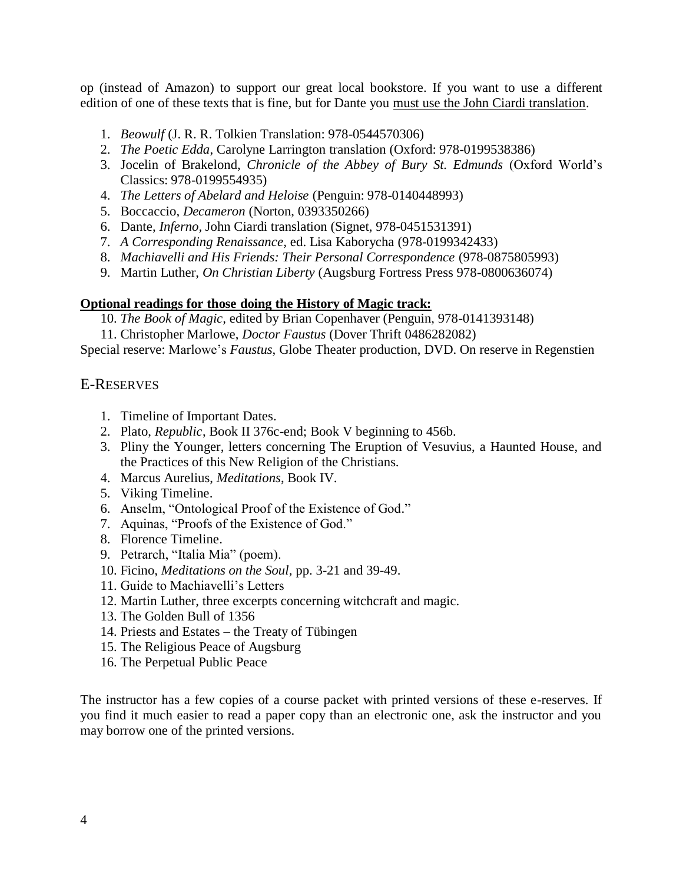op (instead of Amazon) to support our great local bookstore. If you want to use a different edition of one of these texts that is fine, but for Dante you must use the John Ciardi translation.

1. *Beowulf* (J. R. R. Tolkien Translation: 978-0544570306)
2. *The Poetic Edda*, Carolyne Larrington translation (Oxford: 978-0199538386)
3. Jocelin of Brakelond, *Chronicle of the Abbey of Bury St. Edmunds* (Oxford World's Classics: 978-0199554935)
4. *The Letters of Abelard and Heloise* (Penguin: 978-0140448993)
5. Boccaccio, *Decameron* (Norton, 0393350266)
6. Dante, *Inferno*, John Ciardi translation (Signet, 978-0451531391)
7. *A Corresponding Renaissance*, ed. Lisa Kaborycha (978-0199342433)
8. *Machiavelli and His Friends: Their Personal Correspondence* (978-0875805993)
9. Martin Luther, *On Christian Liberty* (Augsburg Fortress Press 978-0800636074)

**Optional readings for those doing the History of Magic track:**

10. *The Book of Magic*, edited by Brian Copenhaver (Penguin, 978-0141393148)
11. Christopher Marlowe, *Doctor Faustus* (Dover Thrift 0486282082)

Special reserve: Marlowe's *Faustus*, Globe Theater production, DVD. On reserve in Regenstien

## E-Reserves

1. Timeline of Important Dates.
2. Plato, *Republic*, Book II 376c-end; Book V beginning to 456b.
3. Pliny the Younger, letters concerning The Eruption of Vesuvius, a Haunted House, and the Practices of this New Religion of the Christians.
4. Marcus Aurelius, *Meditations*, Book IV.
5. Viking Timeline.
6. Anselm, "Ontological Proof of the Existence of God."
7. Aquinas, "Proofs of the Existence of God."
8. Florence Timeline.
9. Petrarch, "Italia Mia" (poem).
10. Ficino, *Meditations on the Soul*, pp. 3-21 and 39-49.
11. Guide to Machiavelli's Letters
12. Martin Luther, three excerpts concerning witchcraft and magic.
13. The Golden Bull of 1356
14. Priests and Estates – the Treaty of Tübingen
15. The Religious Peace of Augsburg
16. The Perpetual Public Peace

The instructor has a few copies of a course packet with printed versions of these e-reserves. If you find it much easier to read a paper copy than an electronic one, ask the instructor and you may borrow one of the printed versions.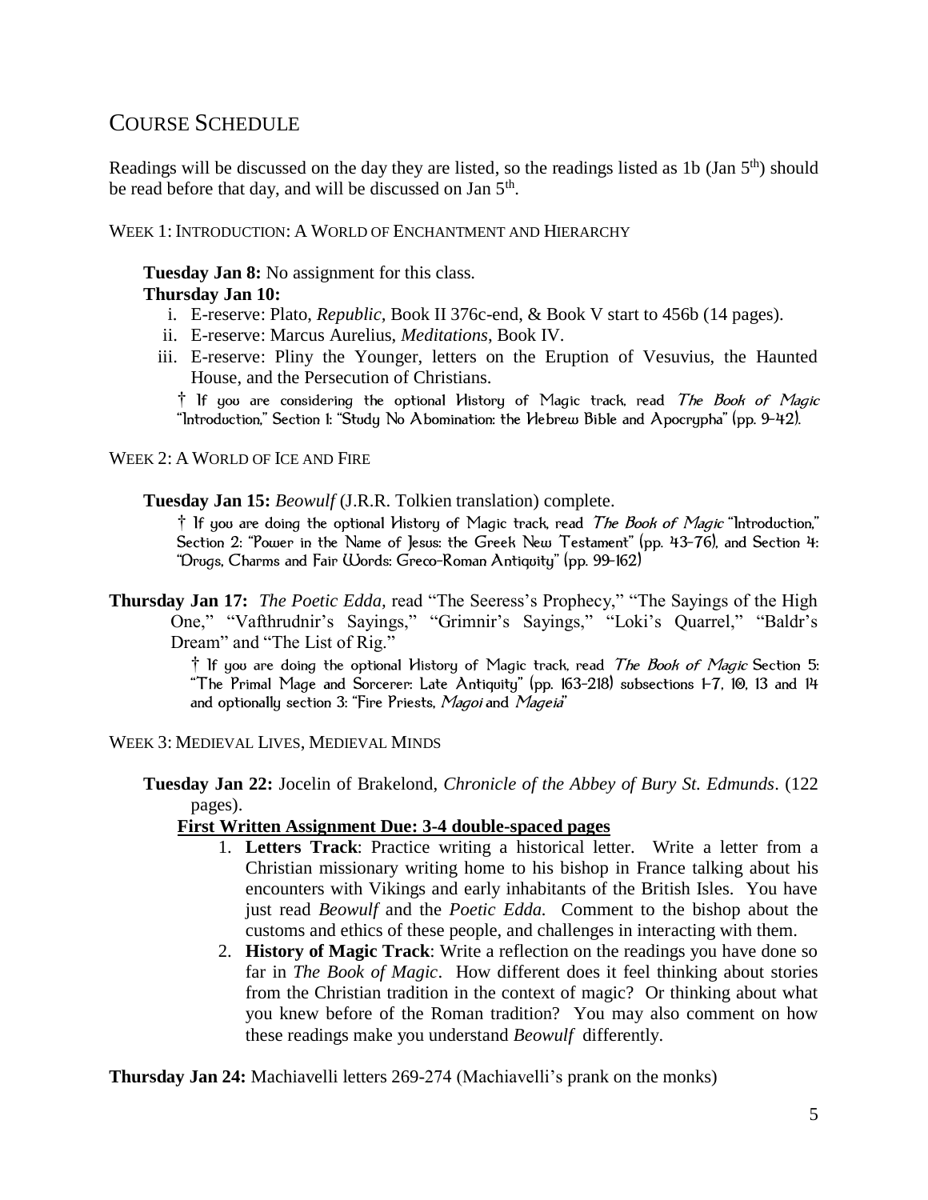## COURSE SCHEDULE

Readings will be discussed on the day they are listed, so the readings listed as 1b (Jan 5th) should be read before that day, and will be discussed on Jan 5th.

### WEEK 1: INTRODUCTION: A WORLD OF ENCHANTMENT AND HIERARCHY

**Tuesday Jan 8:** No assignment for this class.

**Thursday Jan 10:**

- i. E-reserve: Plato, *Republic,* Book II 376c-end, & Book V start to 456b (14 pages).
- ii. E-reserve: Marcus Aurelius, *Meditations*, Book IV.
- iii. E-reserve: Pliny the Younger, letters on the Eruption of Vesuvius, the Haunted House, and the Persecution of Christians.

† If you are considering the optional History of Magic track, read *The Book of Magic* "Introduction," Section 1: "Study No Abomination: the Hebrew Bible and Apocrypha" (pp. 9-42).

### WEEK 2: A WORLD OF ICE AND FIRE

**Tuesday Jan 15:** *Beowulf* (J.R.R. Tolkien translation) complete.

† If you are doing the optional History of Magic track, read *The Book of Magic* "Introduction," Section 2: "Power in the Name of Jesus: the Greek New Testament" (pp. 43-76), and Section 4: "Drugs, Charms and Fair Words: Greco-Roman Antiquity" (pp. 99-162)

**Thursday Jan 17:** *The Poetic Edda,* read "The Seeress's Prophecy," "The Sayings of the High One," "Vafthrudnir's Sayings," "Grimnir's Sayings," "Loki's Quarrel," "Baldr's Dream" and "The List of Rig."

† If you are doing the optional History of Magic track, read *The Book of Magic* Section 5: "The Primal Mage and Sorcerer: Late Antiquity" (pp. 163-218) subsections 1-7, 10, 13 and 14 and optionally section 3: "Fire Priests, *Magoi* and *Mageia*"

### WEEK 3: MEDIEVAL LIVES, MEDIEVAL MINDS

**Tuesday Jan 22:** Jocelin of Brakelond, *Chronicle of the Abbey of Bury St. Edmunds*. (122 pages).

**First Written Assignment Due: 3-4 double-spaced pages**

1. **Letters Track**: Practice writing a historical letter. Write a letter from a Christian missionary writing home to his bishop in France talking about his encounters with Vikings and early inhabitants of the British Isles. You have just read *Beowulf* and the *Poetic Edda.* Comment to the bishop about the customs and ethics of these people, and challenges in interacting with them.
2. **History of Magic Track**: Write a reflection on the readings you have done so far in *The Book of Magic*. How different does it feel thinking about stories from the Christian tradition in the context of magic? Or thinking about what you knew before of the Roman tradition? You may also comment on how these readings make you understand *Beowulf* differently.

**Thursday Jan 24:** Machiavelli letters 269-274 (Machiavelli's prank on the monks)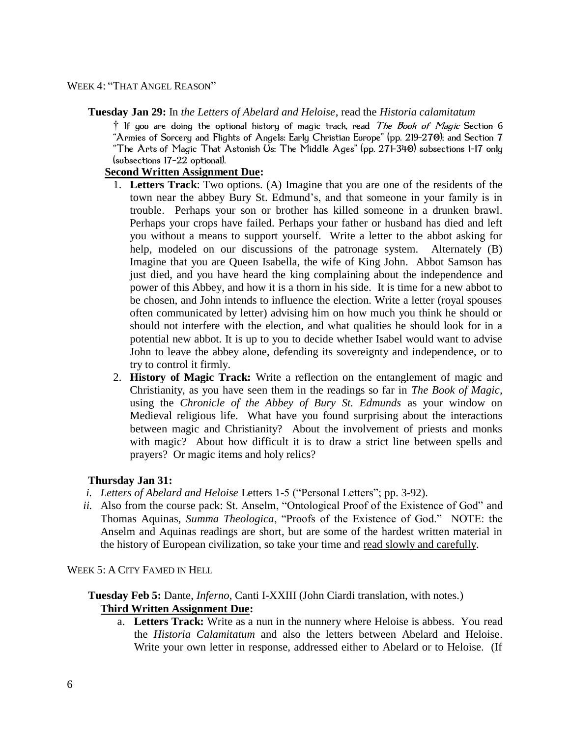WEEK 4: "THAT ANGEL REASON"

**Tuesday Jan 29:** In *the Letters of Abelard and Heloise*, read the *Historia calamitatum*

† If you are doing the optional history of magic track, read *The Book of Magic* Section 6 "Armies of Sorcery and Flights of Angels: Early Christian Europe" (pp. 219-270); and Section 7 "The Arts of Magic That Astonish Us: The Middle Ages" (pp. 271-340) subsections 1-17 only (subsections 17-22 optional).

**Second Written Assignment Due:**

1. **Letters Track**: Two options. (A) Imagine that you are one of the residents of the town near the abbey Bury St. Edmund's, and that someone in your family is in trouble. Perhaps your son or brother has killed someone in a drunken brawl. Perhaps your crops have failed. Perhaps your father or husband has died and left you without a means to support yourself. Write a letter to the abbot asking for help, modeled on our discussions of the patronage system. Alternately (B) Imagine that you are Queen Isabella, the wife of King John. Abbot Samson has just died, and you have heard the king complaining about the independence and power of this Abbey, and how it is a thorn in his side. It is time for a new abbot to be chosen, and John intends to influence the election. Write a letter (royal spouses often communicated by letter) advising him on how much you think he should or should not interfere with the election, and what qualities he should look for in a potential new abbot. It is up to you to decide whether Isabel would want to advise John to leave the abbey alone, defending its sovereignty and independence, or to try to control it firmly.
2. **History of Magic Track:** Write a reflection on the entanglement of magic and Christianity, as you have seen them in the readings so far in *The Book of Magic*, using the *Chronicle of the Abbey of Bury St. Edmunds* as your window on Medieval religious life. What have you found surprising about the interactions between magic and Christianity? About the involvement of priests and monks with magic? About how difficult it is to draw a strict line between spells and prayers? Or magic items and holy relics?

**Thursday Jan 31:**

*i.* *Letters of Abelard and Heloise* Letters 1-5 ("Personal Letters"; pp. 3-92).

*ii.* Also from the course pack: St. Anselm, "Ontological Proof of the Existence of God" and Thomas Aquinas, *Summa Theologica*, "Proofs of the Existence of God." NOTE: the Anselm and Aquinas readings are short, but are some of the hardest written material in the history of European civilization, so take your time and read slowly and carefully.

WEEK 5: A CITY FAMED IN HELL

**Tuesday Feb 5:** Dante, *Inferno*, Canti I-XXIII (John Ciardi translation, with notes.)

**Third Written Assignment Due:**

a. **Letters Track:** Write as a nun in the nunnery where Heloise is abbess. You read the *Historia Calamitatum* and also the letters between Abelard and Heloise. Write your own letter in response, addressed either to Abelard or to Heloise. (If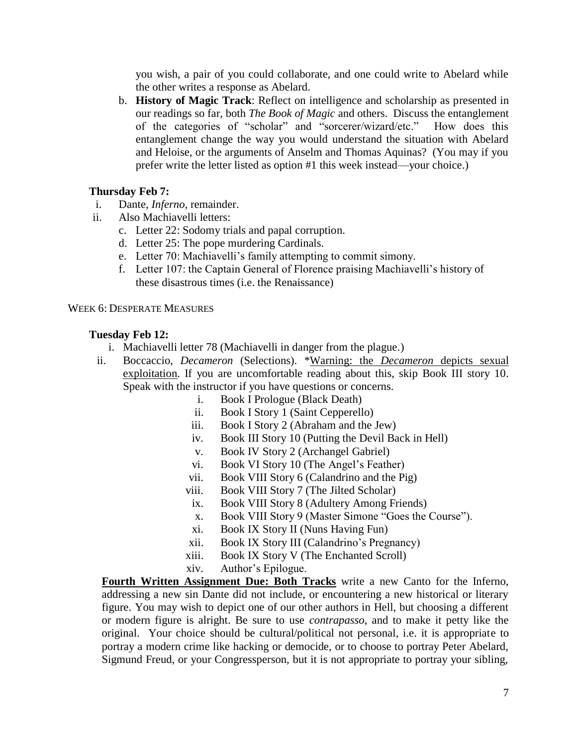you wish, a pair of you could collaborate, and one could write to Abelard while the other writes a response as Abelard.

b. **History of Magic Track**: Reflect on intelligence and scholarship as presented in our readings so far, both *The Book of Magic* and others. Discuss the entanglement of the categories of "scholar" and "sorcerer/wizard/etc." How does this entanglement change the way you would understand the situation with Abelard and Heloise, or the arguments of Anselm and Thomas Aquinas? (You may if you prefer write the letter listed as option #1 this week instead—your choice.)

**Thursday Feb 7:**

i. Dante, *Inferno*, remainder.
ii. Also Machiavelli letters:
    c. Letter 22: Sodomy trials and papal corruption.
    d. Letter 25: The pope murdering Cardinals.
    e. Letter 70: Machiavelli's family attempting to commit simony.
    f. Letter 107: the Captain General of Florence praising Machiavelli's history of these disastrous times (i.e. the Renaissance)

WEEK 6: DESPERATE MEASURES

**Tuesday Feb 12:**

i. Machiavelli letter 78 (Machiavelli in danger from the plague.)
ii. Boccaccio, *Decameron* (Selections). *Warning: the *Decameron* depicts sexual exploitation. If you are uncomfortable reading about this, skip Book III story 10. Speak with the instructor if you have questions or concerns.
    i. Book I Prologue (Black Death)
    ii. Book I Story 1 (Saint Cepperello)
    iii. Book I Story 2 (Abraham and the Jew)
    iv. Book III Story 10 (Putting the Devil Back in Hell)
    v. Book IV Story 2 (Archangel Gabriel)
    vi. Book VI Story 10 (The Angel's Feather)
    vii. Book VIII Story 6 (Calandrino and the Pig)
    viii. Book VIII Story 7 (The Jilted Scholar)
    ix. Book VIII Story 8 (Adultery Among Friends)
    x. Book VIII Story 9 (Master Simone "Goes the Course").
    xi. Book IX Story II (Nuns Having Fun)
    xii. Book IX Story III (Calandrino's Pregnancy)
    xiii. Book IX Story V (The Enchanted Scroll)
    xiv. Author's Epilogue.

**Fourth Written Assignment Due: Both Tracks** write a new Canto for the Inferno, addressing a new sin Dante did not include, or encountering a new historical or literary figure. You may wish to depict one of our other authors in Hell, but choosing a different or modern figure is alright. Be sure to use *contrapasso*, and to make it petty like the original. Your choice should be cultural/political not personal, i.e. it is appropriate to portray a modern crime like hacking or democide, or to choose to portray Peter Abelard, Sigmund Freud, or your Congressperson, but it is not appropriate to portray your sibling,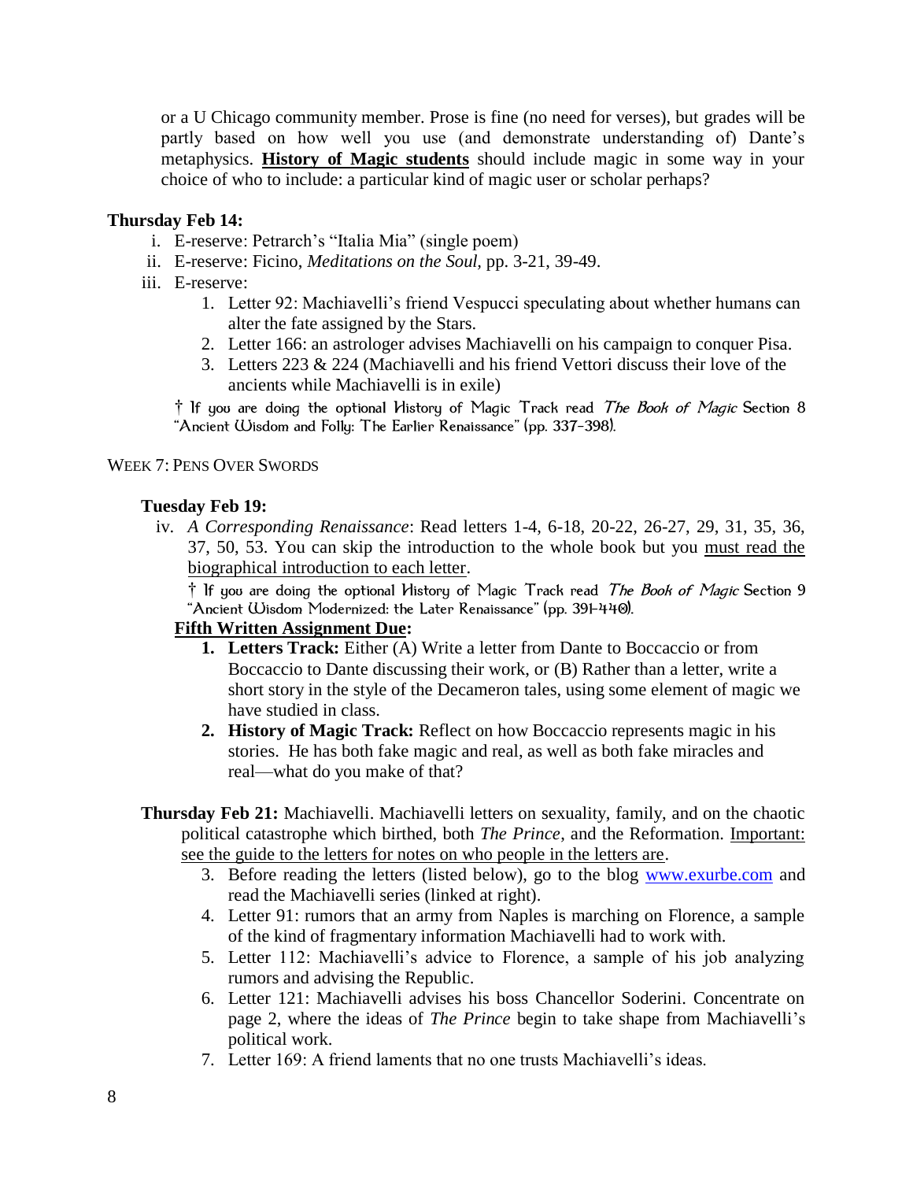or a U Chicago community member. Prose is fine (no need for verses), but grades will be partly based on how well you use (and demonstrate understanding of) Dante's metaphysics. **History of Magic students** should include magic in some way in your choice of who to include: a particular kind of magic user or scholar perhaps?

**Thursday Feb 14:**

i. E-reserve: Petrarch's "Italia Mia" (single poem)
ii. E-reserve: Ficino, *Meditations on the Soul,* pp. 3-21, 39-49.
iii. E-reserve:
    1. Letter 92: Machiavelli's friend Vespucci speculating about whether humans can alter the fate assigned by the Stars.
    2. Letter 166: an astrologer advises Machiavelli on his campaign to conquer Pisa.
    3. Letters 223 & 224 (Machiavelli and his friend Vettori discuss their love of the ancients while Machiavelli is in exile)

† If you are doing the optional History of Magic Track read *The Book of Magic* Section 8 "Ancient Wisdom and Folly: The Earlier Renaissance" (pp. 337-398).

WEEK 7: PENS OVER SWORDS

**Tuesday Feb 19:**

iv. *A Corresponding Renaissance*: Read letters 1-4, 6-18, 20-22, 26-27, 29, 31, 35, 36, 37, 50, 53. You can skip the introduction to the whole book but you must read the biographical introduction to each letter.

† If you are doing the optional History of Magic Track read *The Book of Magic* Section 9 "Ancient Wisdom Modernized: the Later Renaissance" (pp. 391-440).

**Fifth Written Assignment Due:**

1. **Letters Track:** Either (A) Write a letter from Dante to Boccaccio or from Boccaccio to Dante discussing their work, or (B) Rather than a letter, write a short story in the style of the Decameron tales, using some element of magic we have studied in class.
2. **History of Magic Track:** Reflect on how Boccaccio represents magic in his stories. He has both fake magic and real, as well as both fake miracles and real—what do you make of that?

**Thursday Feb 21:** Machiavelli. Machiavelli letters on sexuality, family, and on the chaotic political catastrophe which birthed, both *The Prince*, and the Reformation. Important: see the guide to the letters for notes on who people in the letters are.

3. Before reading the letters (listed below), go to the blog www.exurbe.com and read the Machiavelli series (linked at right).
4. Letter 91: rumors that an army from Naples is marching on Florence, a sample of the kind of fragmentary information Machiavelli had to work with.
5. Letter 112: Machiavelli's advice to Florence, a sample of his job analyzing rumors and advising the Republic.
6. Letter 121: Machiavelli advises his boss Chancellor Soderini. Concentrate on page 2, where the ideas of *The Prince* begin to take shape from Machiavelli's political work.
7. Letter 169: A friend laments that no one trusts Machiavelli's ideas.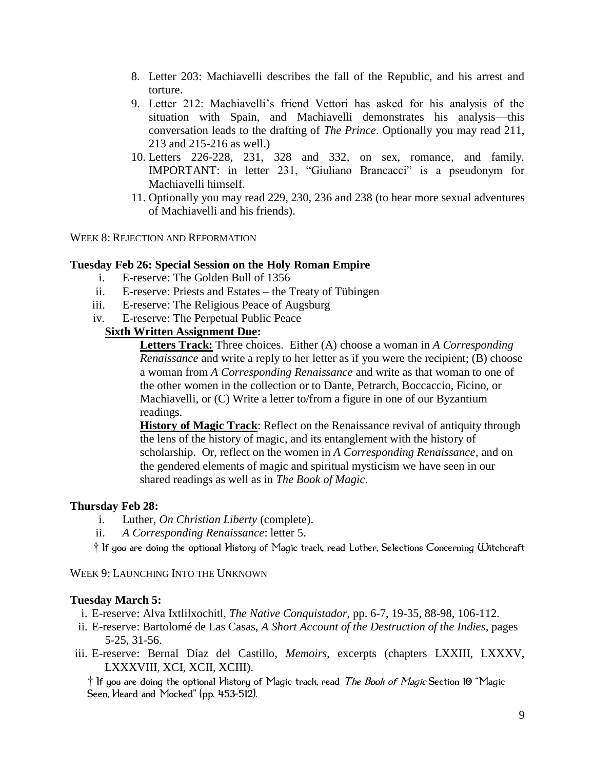8. Letter 203: Machiavelli describes the fall of the Republic, and his arrest and torture.
9. Letter 212: Machiavelli's friend Vettori has asked for his analysis of the situation with Spain, and Machiavelli demonstrates his analysis—this conversation leads to the drafting of *The Prince*. Optionally you may read 211, 213 and 215-216 as well.)
10. Letters 226-228, 231, 328 and 332, on sex, romance, and family. IMPORTANT: in letter 231, "Giuliano Brancacci" is a pseudonym for Machiavelli himself.
11. Optionally you may read 229, 230, 236 and 238 (to hear more sexual adventures of Machiavelli and his friends).

WEEK 8: REJECTION AND REFORMATION

**Tuesday Feb 26: Special Session on the Holy Roman Empire**

i. E-reserve: The Golden Bull of 1356
ii. E-reserve: Priests and Estates – the Treaty of Tübingen
iii. E-reserve: The Religious Peace of Augsburg
iv. E-reserve: The Perpetual Public Peace

**Sixth Written Assignment Due:**

**Letters Track:** Three choices. Either (A) choose a woman in *A Corresponding Renaissance* and write a reply to her letter as if you were the recipient; (B) choose a woman from *A Corresponding Renaissance* and write as that woman to one of the other women in the collection or to Dante, Petrarch, Boccaccio, Ficino, or Machiavelli, or (C) Write a letter to/from a figure in one of our Byzantium readings.

**History of Magic Track**: Reflect on the Renaissance revival of antiquity through the lens of the history of magic, and its entanglement with the history of scholarship. Or, reflect on the women in *A Corresponding Renaissance*, and on the gendered elements of magic and spiritual mysticism we have seen in our shared readings as well as in *The Book of Magic*.

**Thursday Feb 28:**

i. Luther, *On Christian Liberty* (complete).
ii. *A Corresponding Renaissance*: letter 5.

† If you are doing the optional History of Magic track, read Luther, Selections Concerning Witchcraft

WEEK 9: LAUNCHING INTO THE UNKNOWN

**Tuesday March 5:**

i. E-reserve: Alva Ixtlilxochitl, *The Native Conquistador*, pp. 6-7, 19-35, 88-98, 106-112.
ii. E-reserve: Bartolomé de Las Casas, *A Short Account of the Destruction of the Indies*, pages 5-25, 31-56.
iii. E-reserve: Bernal Díaz del Castillo, *Memoirs*, excerpts (chapters LXXIII, LXXXV, LXXXVIII, XCI, XCII, XCIII).

† If you are doing the optional History of Magic track, read *The Book of Magic* Section 10 "Magic Seen, Heard and Mocked" (pp. 453-512).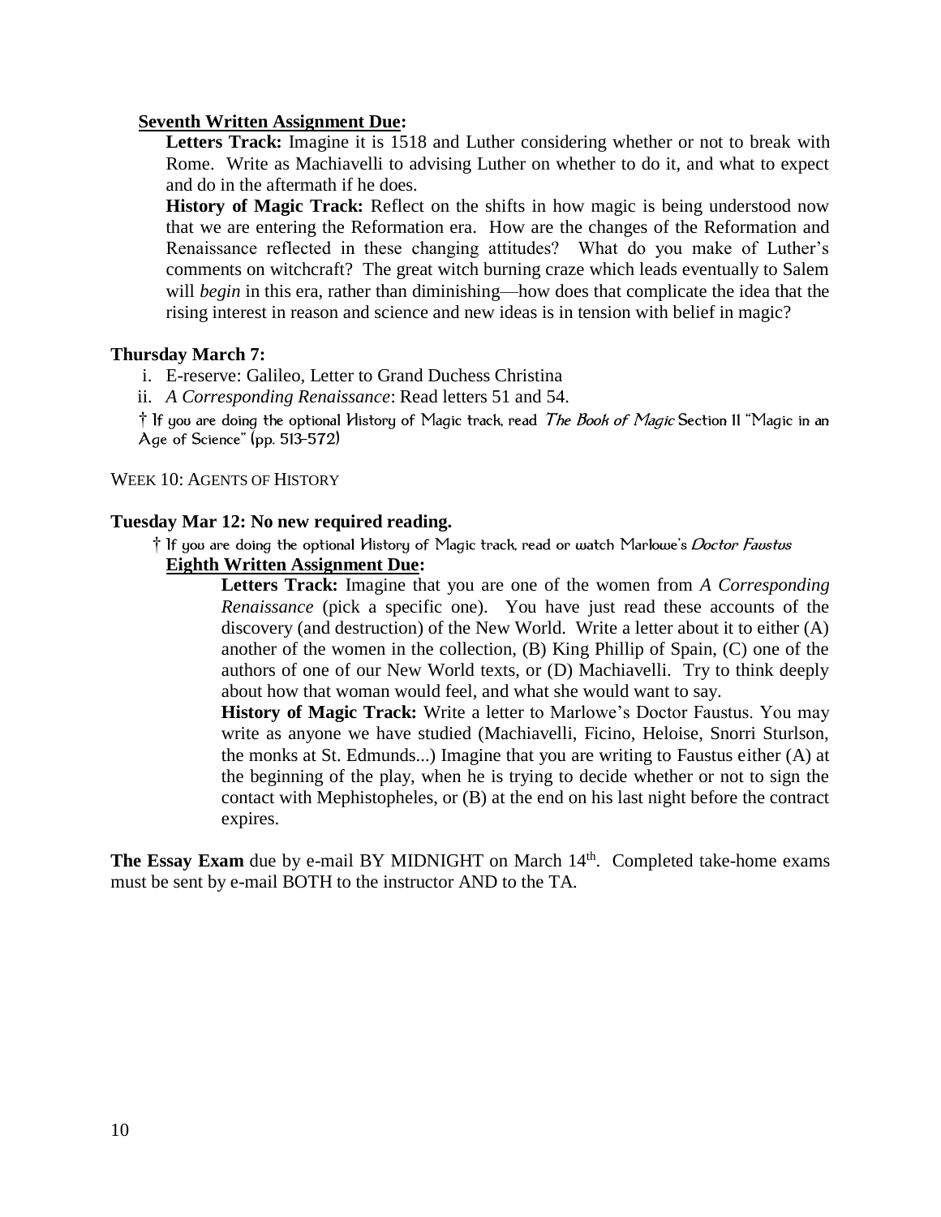**<u>Seventh Written Assignment Due</u>:**

**Letters Track:** Imagine it is 1518 and Luther considering whether or not to break with Rome. Write as Machiavelli to advising Luther on whether to do it, and what to expect and do in the aftermath if he does.

**History of Magic Track:** Reflect on the shifts in how magic is being understood now that we are entering the Reformation era. How are the changes of the Reformation and Renaissance reflected in these changing attitudes? What do you make of Luther's comments on witchcraft? The great witch burning craze which leads eventually to Salem will *begin* in this era, rather than diminishing—how does that complicate the idea that the rising interest in reason and science and new ideas is in tension with belief in magic?

**Thursday March 7:**

i. E-reserve: Galileo, Letter to Grand Duchess Christina
ii. *A Corresponding Renaissance*: Read letters 51 and 54.

† If you are doing the optional History of Magic track, read *The Book of Magic* Section 11 "Magic in an Age of Science" (pp. 513-572)

WEEK 10: AGENTS OF HISTORY

**Tuesday Mar 12: No new required reading.**

† If you are doing the optional History of Magic track, read or watch Marlowe's *Doctor Faustus*

**<u>Eighth Written Assignment Due</u>:**

**Letters Track:** Imagine that you are one of the women from *A Corresponding Renaissance* (pick a specific one). You have just read these accounts of the discovery (and destruction) of the New World. Write a letter about it to either (A) another of the women in the collection, (B) King Phillip of Spain, (C) one of the authors of one of our New World texts, or (D) Machiavelli. Try to think deeply about how that woman would feel, and what she would want to say.

**History of Magic Track:** Write a letter to Marlowe's Doctor Faustus. You may write as anyone we have studied (Machiavelli, Ficino, Heloise, Snorri Sturlson, the monks at St. Edmunds...) Imagine that you are writing to Faustus either (A) at the beginning of the play, when he is trying to decide whether or not to sign the contact with Mephistopheles, or (B) at the end on his last night before the contract expires.

**The Essay Exam** due by e-mail BY MIDNIGHT on March 14th. Completed take-home exams must be sent by e-mail BOTH to the instructor AND to the TA.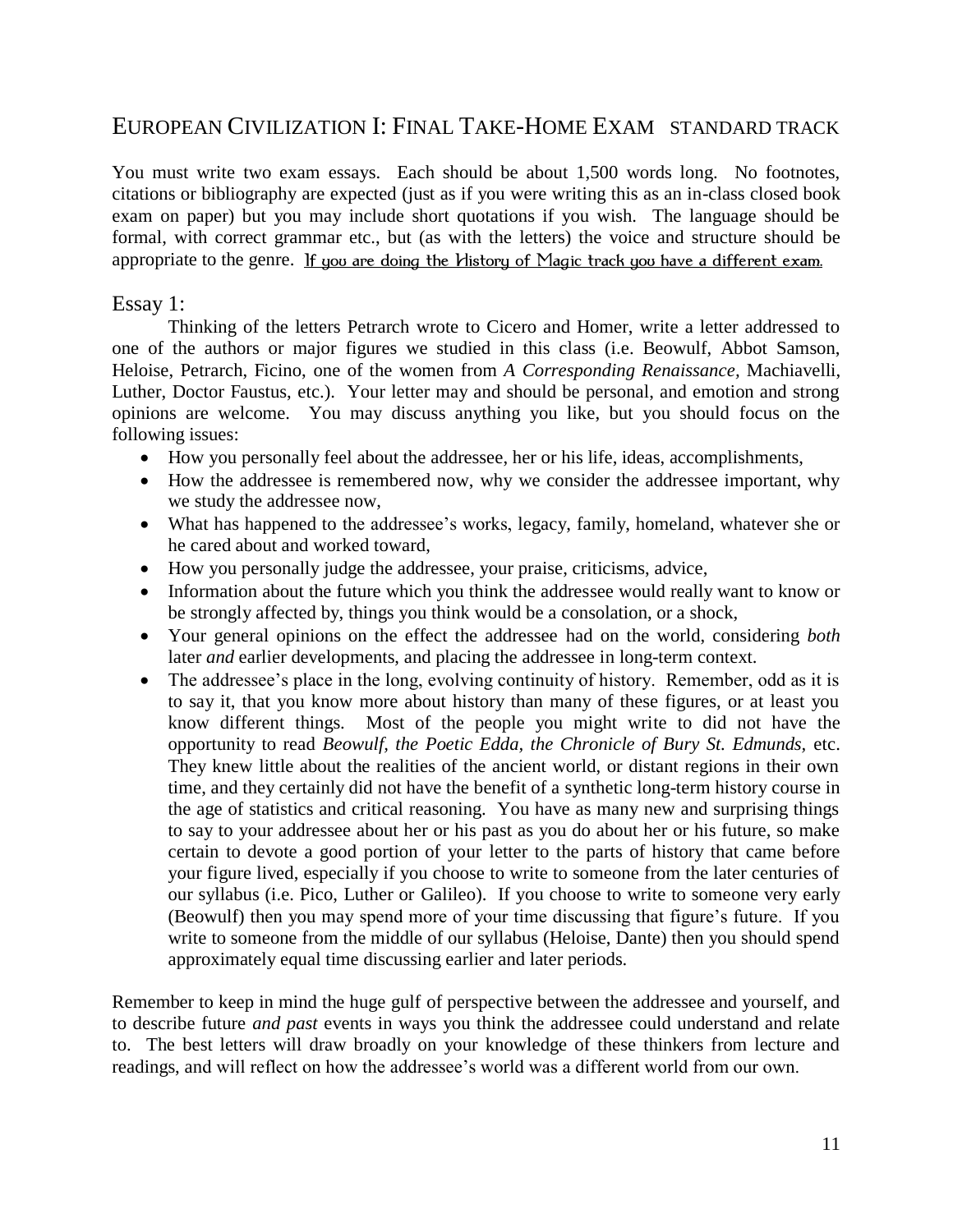# EUROPEAN CIVILIZATION I: FINAL TAKE-HOME EXAM STANDARD TRACK

You must write two exam essays. Each should be about 1,500 words long. No footnotes, citations or bibliography are expected (just as if you were writing this as an in-class closed book exam on paper) but you may include short quotations if you wish. The language should be formal, with correct grammar etc., but (as with the letters) the voice and structure should be appropriate to the genre. If you are doing the History of Magic track you have a different exam.

## Essay 1:

Thinking of the letters Petrarch wrote to Cicero and Homer, write a letter addressed to one of the authors or major figures we studied in this class (i.e. Beowulf, Abbot Samson, Heloise, Petrarch, Ficino, one of the women from *A Corresponding Renaissance*, Machiavelli, Luther, Doctor Faustus, etc.). Your letter may and should be personal, and emotion and strong opinions are welcome. You may discuss anything you like, but you should focus on the following issues:

- How you personally feel about the addressee, her or his life, ideas, accomplishments,
- How the addressee is remembered now, why we consider the addressee important, why we study the addressee now,
- What has happened to the addressee's works, legacy, family, homeland, whatever she or he cared about and worked toward,
- How you personally judge the addressee, your praise, criticisms, advice,
- Information about the future which you think the addressee would really want to know or be strongly affected by, things you think would be a consolation, or a shock,
- Your general opinions on the effect the addressee had on the world, considering *both* later *and* earlier developments, and placing the addressee in long-term context.
- The addressee's place in the long, evolving continuity of history. Remember, odd as it is to say it, that you know more about history than many of these figures, or at least you know different things. Most of the people you might write to did not have the opportunity to read *Beowulf, the Poetic Edda, the Chronicle of Bury St. Edmunds*, etc. They knew little about the realities of the ancient world, or distant regions in their own time, and they certainly did not have the benefit of a synthetic long-term history course in the age of statistics and critical reasoning. You have as many new and surprising things to say to your addressee about her or his past as you do about her or his future, so make certain to devote a good portion of your letter to the parts of history that came before your figure lived, especially if you choose to write to someone from the later centuries of our syllabus (i.e. Pico, Luther or Galileo). If you choose to write to someone very early (Beowulf) then you may spend more of your time discussing that figure's future. If you write to someone from the middle of our syllabus (Heloise, Dante) then you should spend approximately equal time discussing earlier and later periods.

Remember to keep in mind the huge gulf of perspective between the addressee and yourself, and to describe future *and past* events in ways you think the addressee could understand and relate to. The best letters will draw broadly on your knowledge of these thinkers from lecture and readings, and will reflect on how the addressee's world was a different world from our own.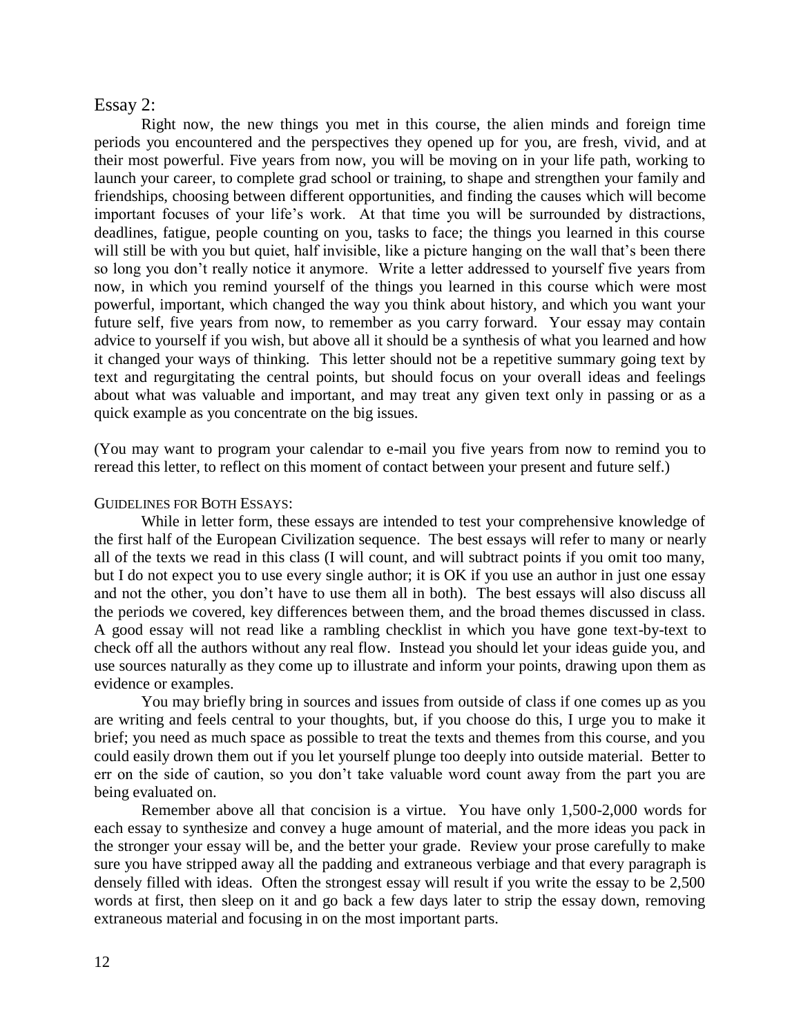## Essay 2:

Right now, the new things you met in this course, the alien minds and foreign time periods you encountered and the perspectives they opened up for you, are fresh, vivid, and at their most powerful. Five years from now, you will be moving on in your life path, working to launch your career, to complete grad school or training, to shape and strengthen your family and friendships, choosing between different opportunities, and finding the causes which will become important focuses of your life's work. At that time you will be surrounded by distractions, deadlines, fatigue, people counting on you, tasks to face; the things you learned in this course will still be with you but quiet, half invisible, like a picture hanging on the wall that's been there so long you don't really notice it anymore. Write a letter addressed to yourself five years from now, in which you remind yourself of the things you learned in this course which were most powerful, important, which changed the way you think about history, and which you want your future self, five years from now, to remember as you carry forward. Your essay may contain advice to yourself if you wish, but above all it should be a synthesis of what you learned and how it changed your ways of thinking. This letter should not be a repetitive summary going text by text and regurgitating the central points, but should focus on your overall ideas and feelings about what was valuable and important, and may treat any given text only in passing or as a quick example as you concentrate on the big issues.

(You may want to program your calendar to e-mail you five years from now to remind you to reread this letter, to reflect on this moment of contact between your present and future self.)

### Guidelines for Both Essays:

While in letter form, these essays are intended to test your comprehensive knowledge of the first half of the European Civilization sequence. The best essays will refer to many or nearly all of the texts we read in this class (I will count, and will subtract points if you omit too many, but I do not expect you to use every single author; it is OK if you use an author in just one essay and not the other, you don't have to use them all in both). The best essays will also discuss all the periods we covered, key differences between them, and the broad themes discussed in class. A good essay will not read like a rambling checklist in which you have gone text-by-text to check off all the authors without any real flow. Instead you should let your ideas guide you, and use sources naturally as they come up to illustrate and inform your points, drawing upon them as evidence or examples.

You may briefly bring in sources and issues from outside of class if one comes up as you are writing and feels central to your thoughts, but, if you choose do this, I urge you to make it brief; you need as much space as possible to treat the texts and themes from this course, and you could easily drown them out if you let yourself plunge too deeply into outside material. Better to err on the side of caution, so you don't take valuable word count away from the part you are being evaluated on.

Remember above all that concision is a virtue. You have only 1,500-2,000 words for each essay to synthesize and convey a huge amount of material, and the more ideas you pack in the stronger your essay will be, and the better your grade. Review your prose carefully to make sure you have stripped away all the padding and extraneous verbiage and that every paragraph is densely filled with ideas. Often the strongest essay will result if you write the essay to be 2,500 words at first, then sleep on it and go back a few days later to strip the essay down, removing extraneous material and focusing in on the most important parts.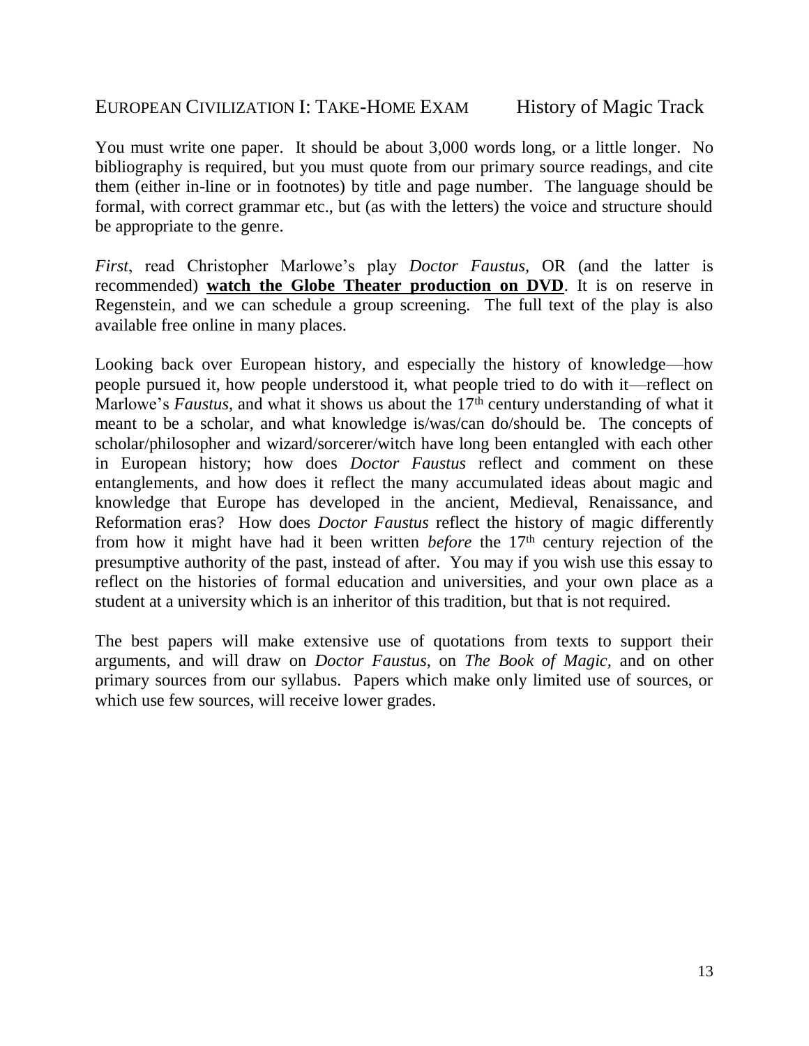## EUROPEAN CIVILIZATION I: TAKE-HOME EXAM — History of Magic Track

You must write one paper. It should be about 3,000 words long, or a little longer. No bibliography is required, but you must quote from our primary source readings, and cite them (either in-line or in footnotes) by title and page number. The language should be formal, with correct grammar etc., but (as with the letters) the voice and structure should be appropriate to the genre.

*First*, read Christopher Marlowe's play *Doctor Faustus,* OR (and the latter is recommended) **watch the Globe Theater production on DVD**. It is on reserve in Regenstein, and we can schedule a group screening. The full text of the play is also available free online in many places.

Looking back over European history, and especially the history of knowledge—how people pursued it, how people understood it, what people tried to do with it—reflect on Marlowe's *Faustus,* and what it shows us about the 17th century understanding of what it meant to be a scholar, and what knowledge is/was/can do/should be. The concepts of scholar/philosopher and wizard/sorcerer/witch have long been entangled with each other in European history; how does *Doctor Faustus* reflect and comment on these entanglements, and how does it reflect the many accumulated ideas about magic and knowledge that Europe has developed in the ancient, Medieval, Renaissance, and Reformation eras? How does *Doctor Faustus* reflect the history of magic differently from how it might have had it been written *before* the 17th century rejection of the presumptive authority of the past, instead of after. You may if you wish use this essay to reflect on the histories of formal education and universities, and your own place as a student at a university which is an inheritor of this tradition, but that is not required.

The best papers will make extensive use of quotations from texts to support their arguments, and will draw on *Doctor Faustus*, on *The Book of Magic*, and on other primary sources from our syllabus. Papers which make only limited use of sources, or which use few sources, will receive lower grades.